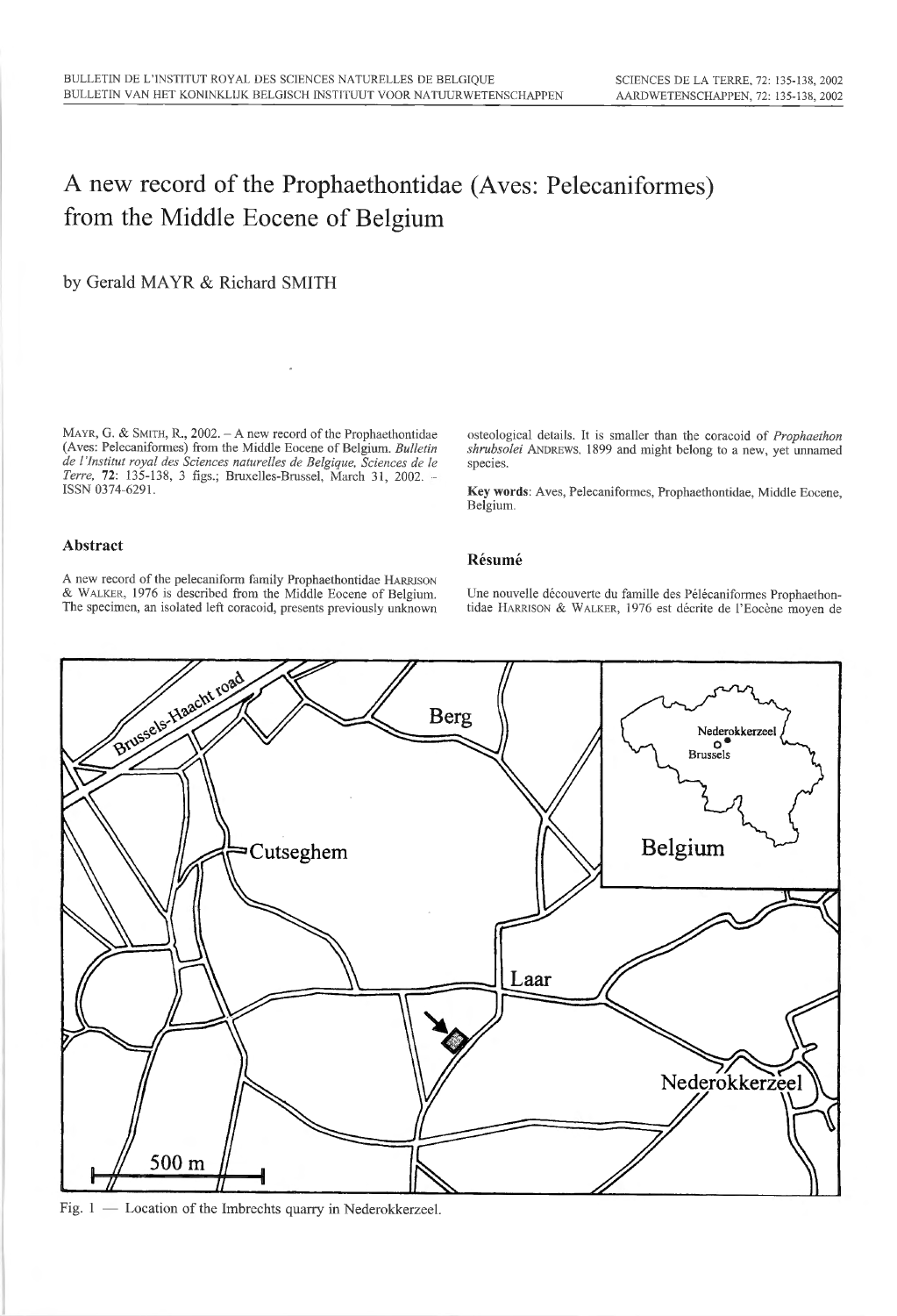# A new record of the Prophaethontidae (Aves: Pelecaniformes) from the Middle Eocene of Belgium

by Gerald MAYR & Richard SMITH

MAYR, G. & SMITH, R., 2002. – A new record of the Prophaethontidae (Aves: Pelecaniformes) from the Middle Eocene of Belgium. *Bulletin de l'Institut royal des Sciences naturelles de Belgique, Sciences de le Terre,* **72**: 135-138, 3 figs.; Bruxelles-Brussel, March 31, 2002. – ISSN 0374-6291.

## Abstract

A new record of the pelecaniform family Prophaethontidae HARRISON & WALKER, 1976 is described from the Middle Eocene of Belgium. The specimen, an isolated left coracoid, presents previously unknown osteological details. It is smaller than the coracoid of *Prophaethon shrubsolei* ANDREWS, 1899 and might belong to a new, yet unnamed species.

**Key words**: Aves, Pelecaniformes, Prophaethontidae, Middle Eocene, Belgium.

## Résumé

Une nouvelle découverte du famille des Pélécaniformes Prophaethontidae HARRISON & WALKER, 1976 est décrite de l'Eocène moyen de

Fig. 1 — Location of the Imbrechts quarry in Nederokkerzeel.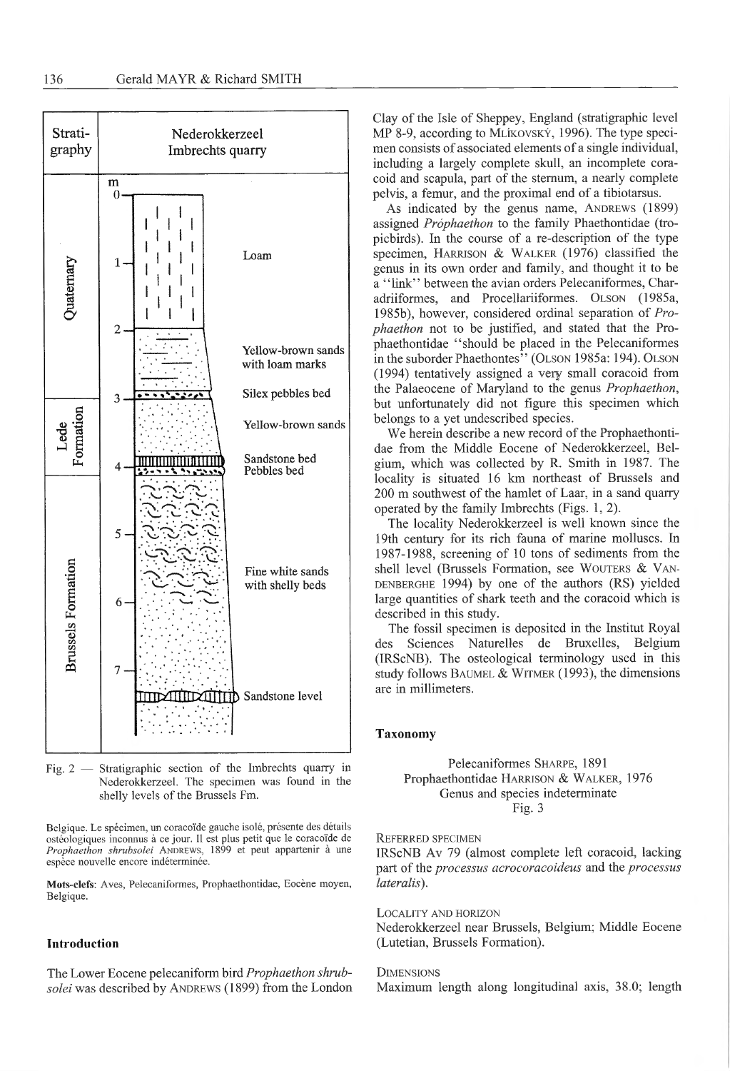Fig. 2 — Stratigraphic section of the Imbrechts quarry in Nederokkerzeel. The specimen was found in the shelly levels of the Brussels Fm.

Belgique. Le spécimen, un coracoïde gauche isolé, présente des détails ostéologiques inconnus à ce jour. Il est plus petit que le coracoïde de *Prophaethon shrubsolei* ANDREWS, 1899 et peut appartenir à une espèce nouvelle encore indéterminée.

**Mots-clefs**: Aves, Pelecaniformes, Prophaethontidae, Eocène moyen, Belgique.

## Introduction

The Lower Eocene pelecaniform bird *Prophaethon shrubsolei* was described by ANDREWS (1899) from the London Clay of the Isle of Sheppey, England (stratigraphic level MP 8-9, according to MLÍKOVSKÝ, 1996). The type specimen consists of associated elements of a single individual, including a largely complete skull, an incomplete coracoid and scapula, part of the sternum, a nearly complete pelvis, a femur, and the proximal end of a tibiotarsus.

As indicated by the genus name, ANDREWS (1899) assigned *Próphaethon* to the family Phaethontidae (tropicbirds). In the course of a re-description of the type specimen, HARRISON & WALKER (1976) classified the genus in its own order and family, and thought it to be a "link" between the avian orders Pelecaniformes, Charadriiformes, and Procellariiformes. OLSON (1985a, 1985b), however, considered ordinal separation of *Prophaethon* not to be justified, and stated that the Prophaethontidae "should be placed in the Pelecaniformes in the suborder Phaethontes" (OLSON 1985a: 194). OLSON (1994) tentatively assigned a very small coracoid from the Palaeocene of Maryland to the genus *Prophaethon*, but unfortunately did not figure this specimen which belongs to a yet undescribed species.

We herein describe a new record of the Prophaethontidae from the Middle Eocene of Nederokkerzeel, Belgium, which was collected by R. Smith in 1987. The locality is situated 16 km northeast of Brussels and 200 m southwest of the hamlet of Laar, in a sand quarry operated by the family Imbrechts (Figs. 1, 2).

The locality Nederokkerzeel is well known since the 19th century for its rich fauna of marine molluscs. In 1987-1988, screening of 10 tons of sediments from the shell level (Brussels Formation, see WOUTERS & VANDENBERGHE 1994) by one of the authors (RS) yielded large quantities of shark teeth and the coracoid which is described in this study.

The fossil specimen is deposited in the Institut Royal des Sciences Naturelles de Bruxelles, Belgium (IRScNB). The osteological terminology used in this study follows BAUMEL & WITMER (1993), the dimensions are in millimeters.

## Taxonomy

Pelecaniformes SHARPE, 1891
Prophaethontidae HARRISON & WALKER, 1976
Genus and species indeterminate
Fig. 3

REFERRED SPECIMEN

IRScNB Av 79 (almost complete left coracoid, lacking part of the *processus acrocoracoideus* and the *processus lateralis*).

LOCALITY AND HORIZON

Nederokkerzeel near Brussels, Belgium; Middle Eocene (Lutetian, Brussels Formation).

DIMENSIONS

Maximum length along longitudinal axis, 38.0; length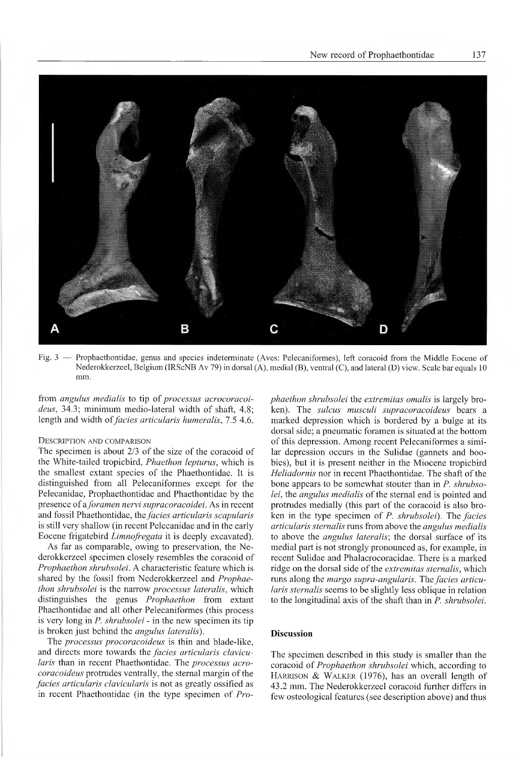Fig. 3 — Prophaethontidae, genus and species indeterminate (Aves: Pelecaniformes), left coracoid from the Middle Eocene of Nederokkerzeel, Belgium (IRScNB Av 79) in dorsal (A), medial (B), ventral (C), and lateral (D) view. Scale bar equals 10 mm.

from *angulus medialis* to tip of *processus acrocoracoideus*, 34.3; minimum medio-lateral width of shaft, 4.8; length and width of *facies articularis humeralis*, 7.5 4.6.

### Description and comparison

The specimen is about 2/3 of the size of the coracoid of the White-tailed tropicbird, *Phaethon lepturus*, which is the smallest extant species of the Phaethontidae. It is distinguished from all Pelecaniformes except for the Pelecanidae, Prophaethontidae and Phaethontidae by the presence of a *foramen nervi supracoracoidei*. As in recent and fossil Phaethontidae, the *facies articularis scapularis* is still very shallow (in recent Pelecanidae and in the early Eocene frigatebird *Limnofregata* it is deeply excavated).

As far as comparable, owing to preservation, the Nederokkerzeel specimen closely resembles the coracoid of *Prophaethon shrubsolei*. A characteristic feature which is shared by the fossil from Nederokkerzeel and *Prophaethon shrubsolei* is the narrow *processus lateralis*, which distinguishes the genus *Prophaethon* from extant Phaethontidae and all other Pelecaniformes (this process is very long in *P. shrubsolei* - in the new specimen its tip is broken just behind the *angulus lateralis*).

The *processus procoracoideus* is thin and blade-like, and directs more towards the *facies articularis clavicularis* than in recent Phaethontidae. The *processus acrocoracoideus* protrudes ventrally, the sternal margin of the *facies articularis clavicularis* is not as greatly ossified as in recent Phaethontidae (in the type specimen of *Prophaethon shrubsolei* the *extremitas omalis* is largely broken). The *sulcus musculi supracoracoideus* bears a marked depression which is bordered by a bulge at its dorsal side; a pneumatic foramen is situated at the bottom of this depression. Among recent Pelecaniformes a similar depression occurs in the Sulidae (gannets and boobies), but it is present neither in the Miocene tropicbird *Heliadornis* nor in recent Phaethontidae. The shaft of the bone appears to be somewhat stouter than in *P. shrubsolei*, the *angulus medialis* of the sternal end is pointed and protrudes medially (this part of the coracoid is also broken in the type specimen of *P. shrubsolei*). The *facies articularis sternalis* runs from above the *angulus medialis* to above the *angulus lateralis*; the dorsal surface of its medial part is not strongly pronounced as, for example, in recent Sulidae and Phalacrocoracidae. There is a marked ridge on the dorsal side of the *extremitas sternalis*, which runs along the *margo supra-angularis*. The *facies articularis sternalis* seems to be slightly less oblique in relation to the longitudinal axis of the shaft than in *P. shrubsolei*.

## Discussion

The specimen described in this study is smaller than the coracoid of *Prophaethon shrubsolei* which, according to Harrison & Walker (1976), has an overall length of 43.2 mm. The Nederokkerzeel coracoid further differs in few osteological features (see description above) and thus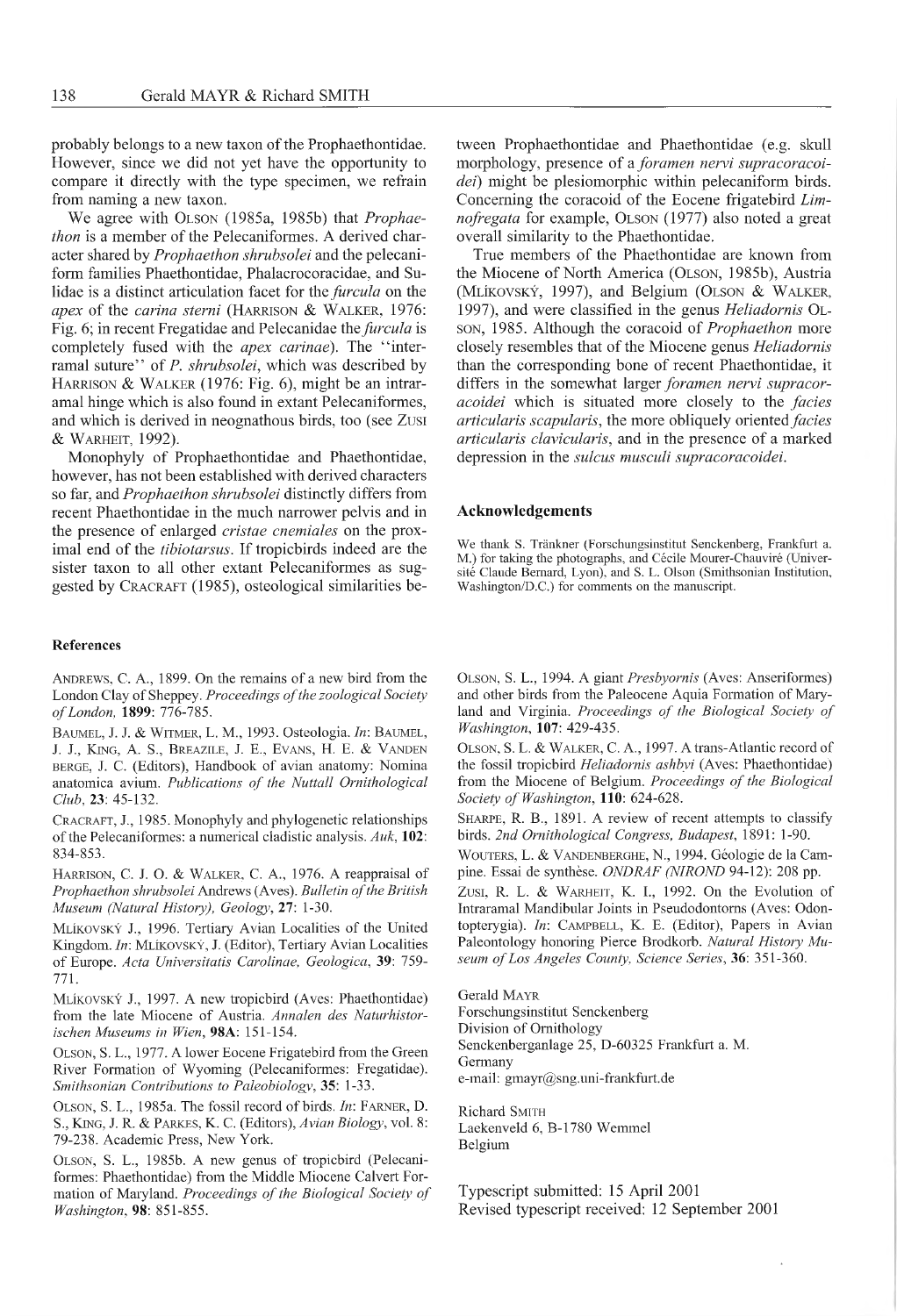probably belongs to a new taxon of the Prophaethontidae. However, since we did not yet have the opportunity to compare it directly with the type specimen, we refrain from naming a new taxon.

We agree with OLSON (1985a, 1985b) that *Prophaethon* is a member of the Pelecaniformes. A derived character shared by *Prophaethon shrubsolei* and the pelecaniform families Phaethontidae, Phalacrocoracidae, and Sulidae is a distinct articulation facet for the *furcula* on the *apex* of the *carina sterni* (HARRISON & WALKER, 1976: Fig. 6; in recent Fregatidae and Pelecanidae the *furcula* is completely fused with the *apex carinae*). The "interramal suture" of *P. shrubsolei*, which was described by HARRISON & WALKER (1976: Fig. 6), might be an intraramal hinge which is also found in extant Pelecaniformes, and which is derived in neognathous birds, too (see ZUSI & WARHEIT, 1992).

Monophyly of Prophaethontidae and Phaethontidae, however, has not been established with derived characters so far, and *Prophaethon shrubsolei* distinctly differs from recent Phaethontidae in the much narrower pelvis and in the presence of enlarged *cristae cnemiales* on the proximal end of the *tibiotarsus*. If tropicbirds indeed are the sister taxon to all other extant Pelecaniformes as suggested by CRACRAFT (1985), osteological similarities between Prophaethontidae and Phaethontidae (e.g. skull morphology, presence of a *foramen nervi supracoracoidei*) might be plesiomorphic within pelecaniform birds. Concerning the coracoid of the Eocene frigatebird *Limnofregata* for example, OLSON (1977) also noted a great overall similarity to the Phaethontidae.

True members of the Phaethontidae are known from the Miocene of North America (OLSON, 1985b), Austria (MLÍKOVSKÝ, 1997), and Belgium (OLSON & WALKER, 1997), and were classified in the genus *Heliadornis* OLSON, 1985. Although the coracoid of *Prophaethon* more closely resembles that of the Miocene genus *Heliadornis* than the corresponding bone of recent Phaethontidae, it differs in the somewhat larger *foramen nervi supracoracoidei* which is situated more closely to the *facies articularis scapularis*, the more obliquely oriented *facies articularis clavicularis*, and in the presence of a marked depression in the *sulcus musculi supracoracoidei*.

## Acknowledgements

We thank S. Tränkner (Forschungsinstitut Senckenberg, Frankfurt a. M.) for taking the photographs, and Cécile Mourer-Chauviré (Université Claude Bernard, Lyon), and S. L. Olson (Smithsonian Institution, Washington/D.C.) for comments on the manuscript.

## References

ANDREWS, C. A., 1899. On the remains of a new bird from the London Clay of Sheppey. *Proceedings of the zoological Society of London*, **1899**: 776-785.

BAUMEL, J. J. & WITMER, L. M., 1993. Osteologia. *In*: BAUMEL, J. J., KING, A. S., BREAZILE, J. E., EVANS, H. E. & VANDEN BERGE, J. C. (Editors), Handbook of avian anatomy: Nomina anatomica avium. *Publications of the Nuttall Ornithological Club*, **23**: 45-132.

CRACRAFT, J., 1985. Monophyly and phylogenetic relationships of the Pelecaniformes: a numerical cladistic analysis. *Auk*, **102**: 834-853.

HARRISON, C. J. O. & WALKER, C. A., 1976. A reappraisal of *Prophaethon shrubsolei* Andrews (Aves). *Bulletin of the British Museum (Natural History), Geology*, **27**: 1-30.

MLÍKOVSKÝ J., 1996. Tertiary Avian Localities of the United Kingdom. *In*: MLÍKOVSKÝ, J. (Editor), Tertiary Avian Localities of Europe. *Acta Universitatis Carolinae, Geologica*, **39**: 759-771.

MLÍKOVSKÝ J., 1997. A new tropicbird (Aves: Phaethontidae) from the late Miocene of Austria. *Annalen des Naturhistorischen Museums in Wien*, **98A**: 151-154.

OLSON, S. L., 1977. A lower Eocene Frigatebird from the Green River Formation of Wyoming (Pelecaniformes: Fregatidae). *Smithsonian Contributions to Paleobiology*, **35**: 1-33.

OLSON, S. L., 1985a. The fossil record of birds. *In*: FARNER, D. S., KING, J. R. & PARKES, K. C. (Editors), *Avian Biology*, vol. 8: 79-238. Academic Press, New York.

OLSON, S. L., 1985b. A new genus of tropicbird (Pelecaniformes: Phaethontidae) from the Middle Miocene Calvert Formation of Maryland. *Proceedings of the Biological Society of Washington*, **98**: 851-855.

OLSON, S. L., 1994. A giant *Presbyornis* (Aves: Anseriformes) and other birds from the Paleocene Aquia Formation of Maryland and Virginia. *Proceedings of the Biological Society of Washington*, **107**: 429-435.

OLSON, S. L. & WALKER, C. A., 1997. A trans-Atlantic record of the fossil tropicbird *Heliadornis ashbyi* (Aves: Phaethontidae) from the Miocene of Belgium. *Proceedings of the Biological Society of Washington*, **110**: 624-628.

SHARPE, R. B., 1891. A review of recent attempts to classify birds. *2nd Ornithological Congress, Budapest*, 1891: 1-90.

WOUTERS, L. & VANDENBERGHE, N., 1994. Géologie de la Campine. Essai de synthèse. *ONDRAF (NIROND* 94-12): 208 pp.

ZUSI, R. L. & WARHEIT, K. I., 1992. On the Evolution of Intraramal Mandibular Joints in Pseudodontorns (Aves: Odontopterygia). *In*: CAMPBELL, K. E. (Editor), Papers in Avian Paleontology honoring Pierce Brodkorb. *Natural History Museum of Los Angeles County, Science Series*, **36**: 351-360.

Gerald MAYR
Forschungsinstitut Senckenberg
Division of Ornithology
Senckenberganlage 25, D-60325 Frankfurt a. M.
Germany
e-mail: gmayr@sng.uni-frankfurt.de

Richard SMITH
Laekenveld 6, B-1780 Wemmel
Belgium

Typescript submitted: 15 April 2001
Revised typescript received: 12 September 2001